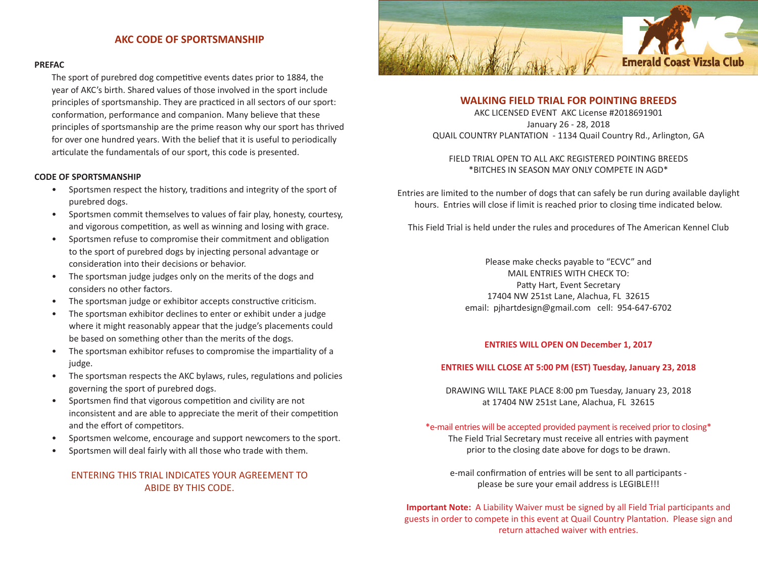## AKC CODE OF SPORTSMANSHIP

**PREFAC**

The sport of purebred dog competitive events dates prior to 1884, the year of AKC's birth. Shared values of those involved in the sport include principles of sportsmanship. They are practiced in all sectors of our sport: conformation, performance and companion. Many believe that these principles of sportsmanship are the prime reason why our sport has thrived for over one hundred years. With the belief that it is useful to periodically articulate the fundamentals of our sport, this code is presented.

**CODE OF SPORTSMANSHIP**

- Sportsmen respect the history, traditions and integrity of the sport of purebred dogs.
- Sportsmen commit themselves to values of fair play, honesty, courtesy, and vigorous competition, as well as winning and losing with grace.
- Sportsmen refuse to compromise their commitment and obligation to the sport of purebred dogs by injecting personal advantage or consideration into their decisions or behavior.
- The sportsman judge judges only on the merits of the dogs and considers no other factors.
- The sportsman judge or exhibitor accepts constructive criticism.
- The sportsman exhibitor declines to enter or exhibit under a judge where it might reasonably appear that the judge's placements could be based on something other than the merits of the dogs.
- The sportsman exhibitor refuses to compromise the impartiality of a judge.
- The sportsman respects the AKC bylaws, rules, regulations and policies governing the sport of purebred dogs.
- Sportsmen find that vigorous competition and civility are not inconsistent and are able to appreciate the merit of their competition and the effort of competitors.
- Sportsmen welcome, encourage and support newcomers to the sport.
- Sportsmen will deal fairly with all those who trade with them.

ENTERING THIS TRIAL INDICATES YOUR AGREEMENT TO ABIDE BY THIS CODE.

Emerald Coast Vizsla Club

## WALKING FIELD TRIAL FOR POINTING BREEDS

AKC LICENSED EVENT AKC License #2018691901
January 26 - 28, 2018
QUAIL COUNTRY PLANTATION - 1134 Quail Country Rd., Arlington, GA

FIELD TRIAL OPEN TO ALL AKC REGISTERED POINTING BREEDS
*BITCHES IN SEASON MAY ONLY COMPETE IN AGD*

Entries are limited to the number of dogs that can safely be run during available daylight hours. Entries will close if limit is reached prior to closing time indicated below.

This Field Trial is held under the rules and procedures of The American Kennel Club

Please make checks payable to "ECVC" and
MAIL ENTRIES WITH CHECK TO:
Patty Hart, Event Secretary
17404 NW 251st Lane, Alachua, FL 32615
email: pjhartdesign@gmail.com cell: 954-647-6702

**ENTRIES WILL OPEN ON December 1, 2017**

**ENTRIES WILL CLOSE AT 5:00 PM (EST) Tuesday, January 23, 2018**

DRAWING WILL TAKE PLACE 8:00 pm Tuesday, January 23, 2018
at 17404 NW 251st Lane, Alachua, FL 32615

*e-mail entries will be accepted provided payment is received prior to closing*
The Field Trial Secretary must receive all entries with payment prior to the closing date above for dogs to be drawn.

e-mail confirmation of entries will be sent to all participants - please be sure your email address is LEGIBLE!!!

**Important Note:** A Liability Waiver must be signed by all Field Trial participants and guests in order to compete in this event at Quail Country Plantation. Please sign and return attached waiver with entries.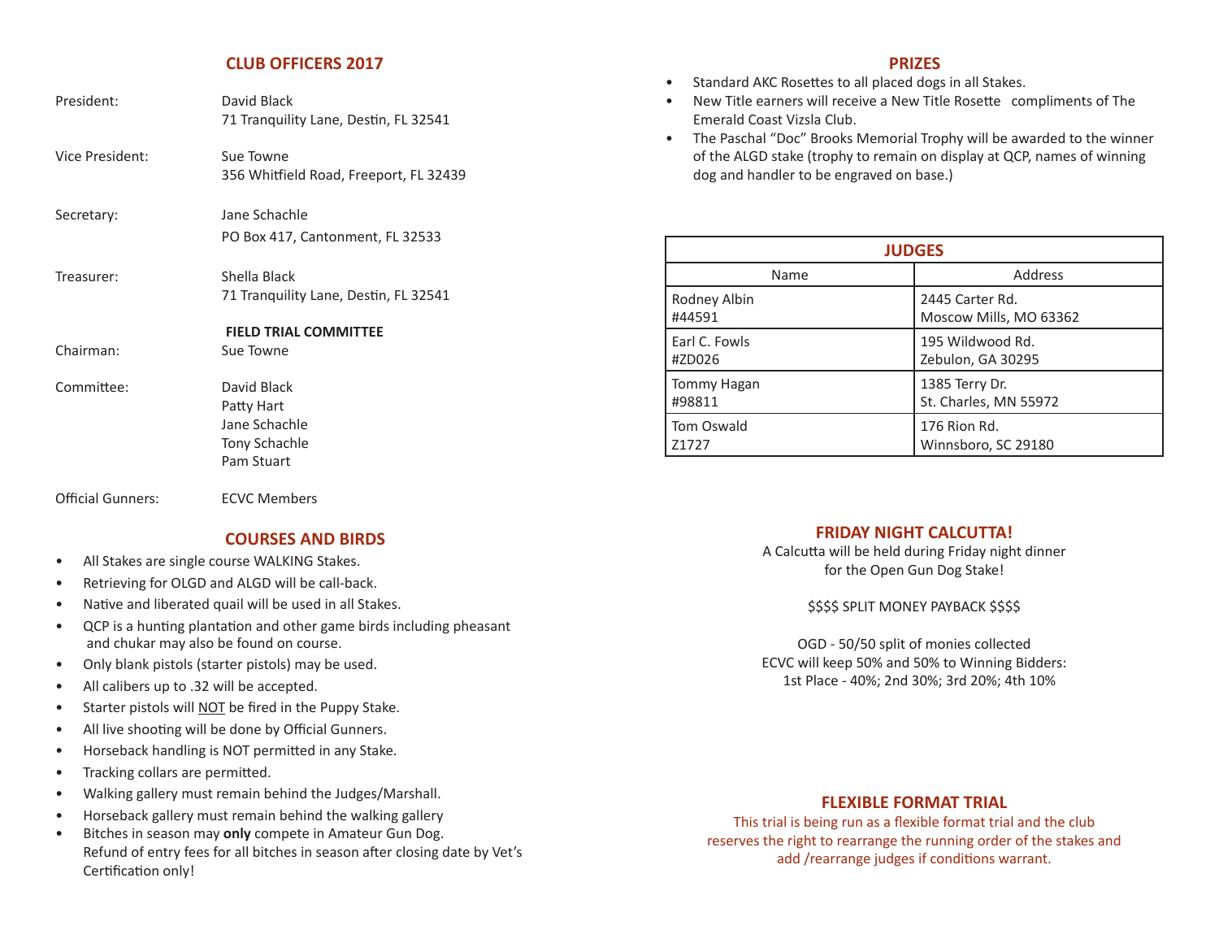## CLUB OFFICERS 2017

President: David Black
71 Tranquility Lane, Destin, FL 32541

Vice President: Sue Towne
356 Whitfield Road, Freeport, FL 32439

Secretary: Jane Schachle
PO Box 417, Cantonment, FL 32533

Treasurer: Shella Black
71 Tranquility Lane, Destin, FL 32541

**FIELD TRIAL COMMITTEE**

Chairman: Sue Towne

Committee: David Black
Patty Hart
Jane Schachle
Tony Schachle
Pam Stuart

Official Gunners: ECVC Members

## COURSES AND BIRDS

- All Stakes are single course WALKING Stakes.
- Retrieving for OLGD and ALGD will be call-back.
- Native and liberated quail will be used in all Stakes.
- QCP is a hunting plantation and other game birds including pheasant and chukar may also be found on course.
- Only blank pistols (starter pistols) may be used.
- All calibers up to .32 will be accepted.
- Starter pistols will NOT be fired in the Puppy Stake.
- All live shooting will be done by Official Gunners.
- Horseback handling is NOT permitted in any Stake.
- Tracking collars are permitted.
- Walking gallery must remain behind the Judges/Marshall.
- Horseback gallery must remain behind the walking gallery
- Bitches in season may **only** compete in Amateur Gun Dog. Refund of entry fees for all bitches in season after closing date by Vet's Certification only!

## PRIZES

- Standard AKC Rosettes to all placed dogs in all Stakes.
- New Title earners will receive a New Title Rosette compliments of The Emerald Coast Vizsla Club.
- The Paschal "Doc" Brooks Memorial Trophy will be awarded to the winner of the ALGD stake (trophy to remain on display at QCP, names of winning dog and handler to be engraved on base.)

| JUDGES | |
|---|---|
| Name | Address |
| Rodney Albin<br>#44591 | 2445 Carter Rd.<br>Moscow Mills, MO 63362 |
| Earl C. Fowls<br>#ZD026 | 195 Wildwood Rd.<br>Zebulon, GA 30295 |
| Tommy Hagan<br>#98811 | 1385 Terry Dr.<br>St. Charles, MN 55972 |
| Tom Oswald<br>Z1727 | 176 Rion Rd.<br>Winnsboro, SC 29180 |

## FRIDAY NIGHT CALCUTTA!

A Calcutta will be held during Friday night dinner for the Open Gun Dog Stake!

$$$$ SPLIT MONEY PAYBACK $$$$

OGD - 50/50 split of monies collected
ECVC will keep 50% and 50% to Winning Bidders:
1st Place - 40%; 2nd 30%; 3rd 20%; 4th 10%

## FLEXIBLE FORMAT TRIAL

This trial is being run as a flexible format trial and the club reserves the right to rearrange the running order of the stakes and add /rearrange judges if conditions warrant.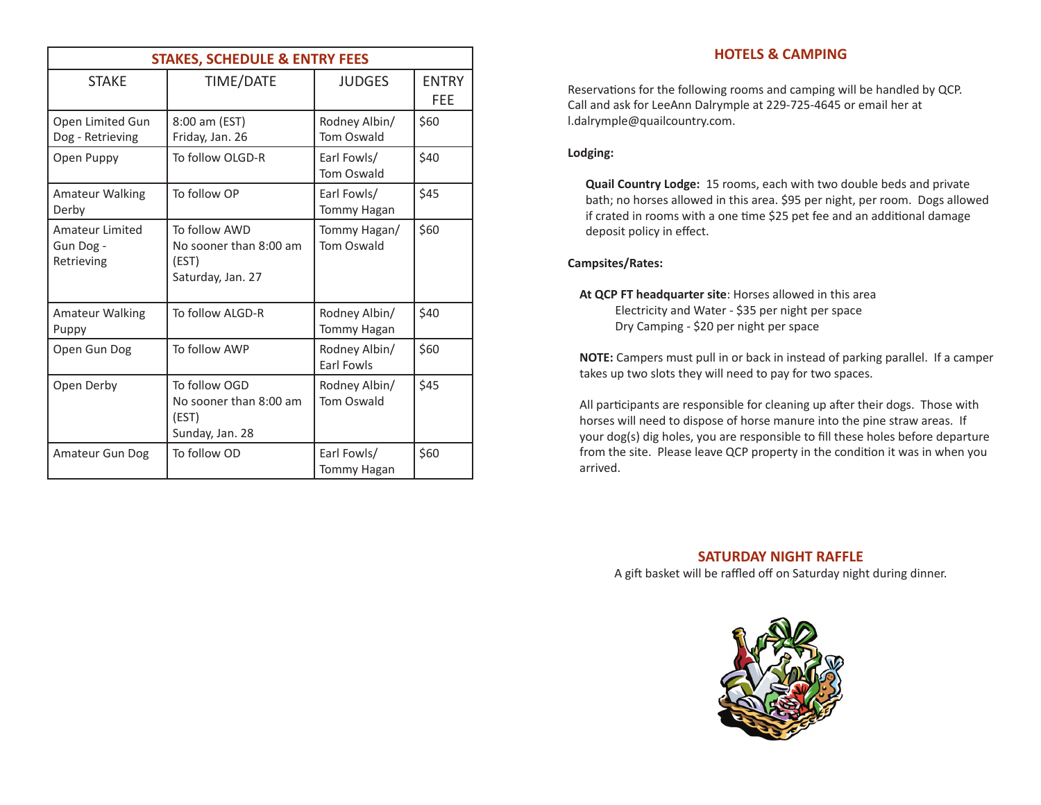## STAKES, SCHEDULE & ENTRY FEES

| STAKE | TIME/DATE | JUDGES | ENTRY FEE |
|---|---|---|---|
| Open Limited Gun Dog - Retrieving | 8:00 am (EST) Friday, Jan. 26 | Rodney Albin/ Tom Oswald | $60 |
| Open Puppy | To follow OLGD-R | Earl Fowls/ Tom Oswald | $40 |
| Amateur Walking Derby | To follow OP | Earl Fowls/ Tommy Hagan | $45 |
| Amateur Limited Gun Dog - Retrieving | To follow AWD No sooner than 8:00 am (EST) Saturday, Jan. 27 | Tommy Hagan/ Tom Oswald | $60 |
| Amateur Walking Puppy | To follow ALGD-R | Rodney Albin/ Tommy Hagan | $40 |
| Open Gun Dog | To follow AWP | Rodney Albin/ Earl Fowls | $60 |
| Open Derby | To follow OGD No sooner than 8:00 am (EST) Sunday, Jan. 28 | Rodney Albin/ Tom Oswald | $45 |
| Amateur Gun Dog | To follow OD | Earl Fowls/ Tommy Hagan | $60 |

## HOTELS & CAMPING

Reservations for the following rooms and camping will be handled by QCP. Call and ask for LeeAnn Dalrymple at 229-725-4645 or email her at l.dalrymple@quailcountry.com.

**Lodging:**

**Quail Country Lodge:** 15 rooms, each with two double beds and private bath; no horses allowed in this area. $95 per night, per room. Dogs allowed if crated in rooms with a one time $25 pet fee and an additional damage deposit policy in effect.

**Campsites/Rates:**

**At QCP FT headquarter site**: Horses allowed in this area
Electricity and Water - $35 per night per space
Dry Camping - $20 per night per space

**NOTE:** Campers must pull in or back in instead of parking parallel. If a camper takes up two slots they will need to pay for two spaces.

All participants are responsible for cleaning up after their dogs. Those with horses will need to dispose of horse manure into the pine straw areas. If your dog(s) dig holes, you are responsible to fill these holes before departure from the site. Please leave QCP property in the condition it was in when you arrived.

## SATURDAY NIGHT RAFFLE

A gift basket will be raffled off on Saturday night during dinner.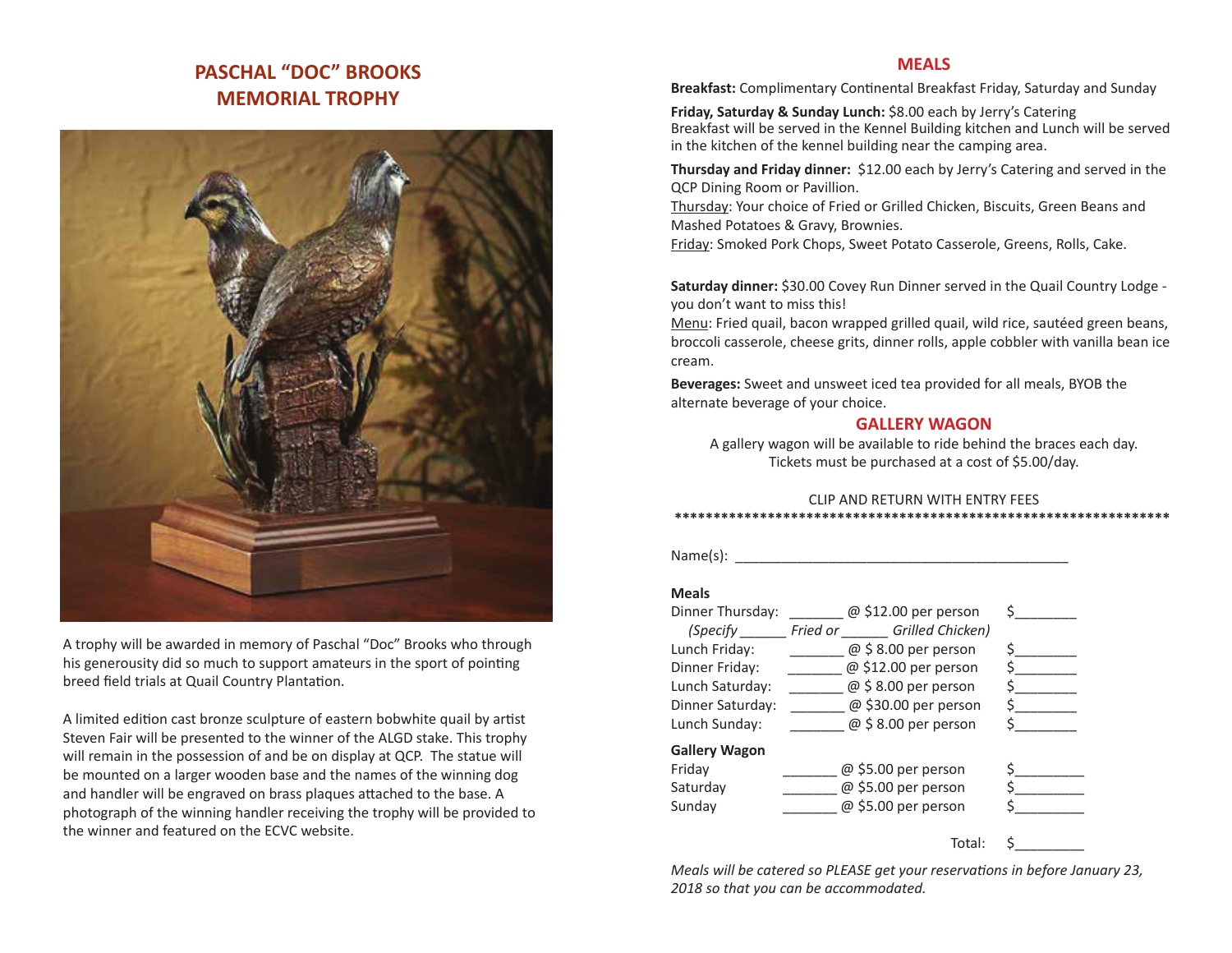## PASCHAL "DOC" BROOKS MEMORIAL TROPHY

A trophy will be awarded in memory of Paschal "Doc" Brooks who through his generousity did so much to support amateurs in the sport of pointing breed field trials at Quail Country Plantation.

A limited edition cast bronze sculpture of eastern bobwhite quail by artist Steven Fair will be presented to the winner of the ALGD stake. This trophy will remain in the possession of and be on display at QCP. The statue will be mounted on a larger wooden base and the names of the winning dog and handler will be engraved on brass plaques attached to the base. A photograph of the winning handler receiving the trophy will be provided to the winner and featured on the ECVC website.

## MEALS

**Breakfast:** Complimentary Continental Breakfast Friday, Saturday and Sunday

**Friday, Saturday & Sunday Lunch:** $8.00 each by Jerry's Catering
Breakfast will be served in the Kennel Building kitchen and Lunch will be served in the kitchen of the kennel building near the camping area.

**Thursday and Friday dinner:** $12.00 each by Jerry's Catering and served in the QCP Dining Room or Pavillion.
Thursday: Your choice of Fried or Grilled Chicken, Biscuits, Green Beans and Mashed Potatoes & Gravy, Brownies.
Friday: Smoked Pork Chops, Sweet Potato Casserole, Greens, Rolls, Cake.

**Saturday dinner:** $30.00 Covey Run Dinner served in the Quail Country Lodge - you don't want to miss this!
Menu: Fried quail, bacon wrapped grilled quail, wild rice, sautéed green beans, broccoli casserole, cheese grits, dinner rolls, apple cobbler with vanilla bean ice cream.

**Beverages:** Sweet and unsweet iced tea provided for all meals, BYOB the alternate beverage of your choice.

## GALLERY WAGON

A gallery wagon will be available to ride behind the braces each day.
Tickets must be purchased at a cost of $5.00/day.

CLIP AND RETURN WITH ENTRY FEES

*****************************************************************

Name(s): ___________________________________________

**Meals**

| | | | |
|---|---|---|---|
| Dinner Thursday: | _______ | @ $12.00 per person | $________ |
| *(Specify ______ Fried or ______ Grilled Chicken)* | | | |
| Lunch Friday: | _______ | @ $ 8.00 per person | $________ |
| Dinner Friday: | _______ | @ $12.00 per person | $________ |
| Lunch Saturday: | _______ | @ $ 8.00 per person | $________ |
| Dinner Saturday: | _______ | @ $30.00 per person | $________ |
| Lunch Sunday: | _______ | @ $ 8.00 per person | $________ |

**Gallery Wagon**

| | | | |
|---|---|---|---|
| Friday | _______ | @ $5.00 per person | $_________ |
| Saturday | _______ | @ $5.00 per person | $_________ |
| Sunday | _______ | @ $5.00 per person | $_________ |
| | | Total: | $_________ |

*Meals will be catered so PLEASE get your reservations in before January 23, 2018 so that you can be accommodated.*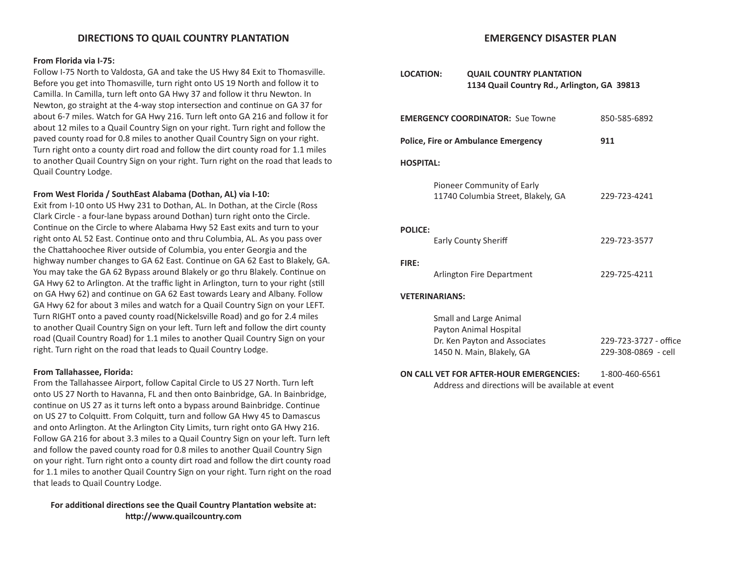## DIRECTIONS TO QUAIL COUNTRY PLANTATION

**From Florida via I-75:**

Follow I-75 North to Valdosta, GA and take the US Hwy 84 Exit to Thomasville. Before you get into Thomasville, turn right onto US 19 North and follow it to Camilla. In Camilla, turn left onto GA Hwy 37 and follow it thru Newton. In Newton, go straight at the 4-way stop intersection and continue on GA 37 for about 6-7 miles. Watch for GA Hwy 216. Turn left onto GA 216 and follow it for about 12 miles to a Quail Country Sign on your right. Turn right and follow the paved county road for 0.8 miles to another Quail Country Sign on your right. Turn right onto a county dirt road and follow the dirt county road for 1.1 miles to another Quail Country Sign on your right. Turn right on the road that leads to Quail Country Lodge.

**From West Florida / SouthEast Alabama (Dothan, AL) via I-10:**

Exit from I-10 onto US Hwy 231 to Dothan, AL. In Dothan, at the Circle (Ross Clark Circle - a four-lane bypass around Dothan) turn right onto the Circle. Continue on the Circle to where Alabama Hwy 52 East exits and turn to your right onto AL 52 East. Continue onto and thru Columbia, AL. As you pass over the Chattahoochee River outside of Columbia, you enter Georgia and the highway number changes to GA 62 East. Continue on GA 62 East to Blakely, GA. You may take the GA 62 Bypass around Blakely or go thru Blakely. Continue on GA Hwy 62 to Arlington. At the traffic light in Arlington, turn to your right (still on GA Hwy 62) and continue on GA 62 East towards Leary and Albany. Follow GA Hwy 62 for about 3 miles and watch for a Quail Country Sign on your LEFT. Turn RIGHT onto a paved county road(Nickelsville Road) and go for 2.4 miles to another Quail Country Sign on your left. Turn left and follow the dirt county road (Quail Country Road) for 1.1 miles to another Quail Country Sign on your right. Turn right on the road that leads to Quail Country Lodge.

**From Tallahassee, Florida:**

From the Tallahassee Airport, follow Capital Circle to US 27 North. Turn left onto US 27 North to Havanna, FL and then onto Bainbridge, GA. In Bainbridge, continue on US 27 as it turns left onto a bypass around Bainbridge. Continue on US 27 to Colquitt. From Colquitt, turn and follow GA Hwy 45 to Damascus and onto Arlington. At the Arlington City Limits, turn right onto GA Hwy 216. Follow GA 216 for about 3.3 miles to a Quail Country Sign on your left. Turn left and follow the paved county road for 0.8 miles to another Quail Country Sign on your right. Turn right onto a county dirt road and follow the dirt county road for 1.1 miles to another Quail Country Sign on your right. Turn right on the road that leads to Quail Country Lodge.

**For additional directions see the Quail Country Plantation website at: http://www.quailcountry.com**

## EMERGENCY DISASTER PLAN

**LOCATION:** **QUAIL COUNTRY PLANTATION**
**1134 Quail Country Rd., Arlington, GA 39813**

**EMERGENCY COORDINATOR:** Sue Towne — 850-585-6892

**Police, Fire or Ambulance Emergency** — **911**

**HOSPITAL:**

Pioneer Community of Early
11740 Columbia Street, Blakely, GA — 229-723-4241

**POLICE:**

Early County Sheriff — 229-723-3577

**FIRE:**

Arlington Fire Department — 229-725-4211

**VETERINARIANS:**

Small and Large Animal
Payton Animal Hospital
Dr. Ken Payton and Associates — 229-723-3727 - office
1450 N. Main, Blakely, GA — 229-308-0869 - cell

**ON CALL VET FOR AFTER-HOUR EMERGENCIES:** 1-800-460-6561
Address and directions will be available at event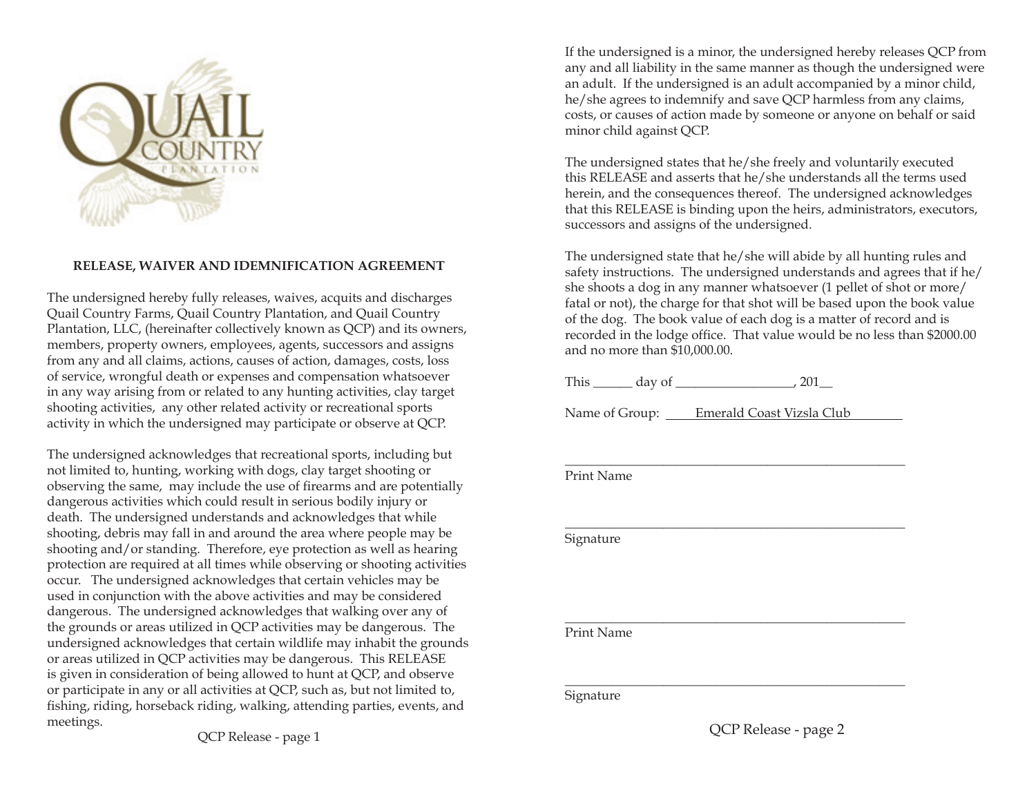QUAIL COUNTRY PLANTATION

**RELEASE, WAIVER AND IDEMNIFICATION AGREEMENT**

The undersigned hereby fully releases, waives, acquits and discharges Quail Country Farms, Quail Country Plantation, and Quail Country Plantation, LLC, (hereinafter collectively known as QCP) and its owners, members, property owners, employees, agents, successors and assigns from any and all claims, actions, causes of action, damages, costs, loss of service, wrongful death or expenses and compensation whatsoever in any way arising from or related to any hunting activities, clay target shooting activities, any other related activity or recreational sports activity in which the undersigned may participate or observe at QCP.

The undersigned acknowledges that recreational sports, including but not limited to, hunting, working with dogs, clay target shooting or observing the same, may include the use of firearms and are potentially dangerous activities which could result in serious bodily injury or death. The undersigned understands and acknowledges that while shooting, debris may fall in and around the area where people may be shooting and/or standing. Therefore, eye protection as well as hearing protection are required at all times while observing or shooting activities occur. The undersigned acknowledges that certain vehicles may be used in conjunction with the above activities and may be considered dangerous. The undersigned acknowledges that walking over any of the grounds or areas utilized in QCP activities may be dangerous. The undersigned acknowledges that certain wildlife may inhabit the grounds or areas utilized in QCP activities may be dangerous. This RELEASE is given in consideration of being allowed to hunt at QCP, and observe or participate in any or all activities at QCP, such as, but not limited to, fishing, riding, horseback riding, walking, attending parties, events, and meetings.

QCP Release - page 1

If the undersigned is a minor, the undersigned hereby releases QCP from any and all liability in the same manner as though the undersigned were an adult. If the undersigned is an adult accompanied by a minor child, he/she agrees to indemnify and save QCP harmless from any claims, costs, or causes of action made by someone or anyone on behalf or said minor child against QCP.

The undersigned states that he/she freely and voluntarily executed this RELEASE and asserts that he/she understands all the terms used herein, and the consequences thereof. The undersigned acknowledges that this RELEASE is binding upon the heirs, administrators, executors, successors and assigns of the undersigned.

The undersigned state that he/she will abide by all hunting rules and safety instructions. The undersigned understands and agrees that if he/she shoots a dog in any manner whatsoever (1 pellet of shot or more/fatal or not), the charge for that shot will be based upon the book value of the dog. The book value of each dog is a matter of record and is recorded in the lodge office. That value would be no less than $2000.00 and no more than $10,000.00.

This ______ day of ________________, 201__

Name of Group: Emerald Coast Vizsla Club

______________________________________________

Print Name

______________________________________________

Signature

______________________________________________

Print Name

______________________________________________

Signature

QCP Release - page 2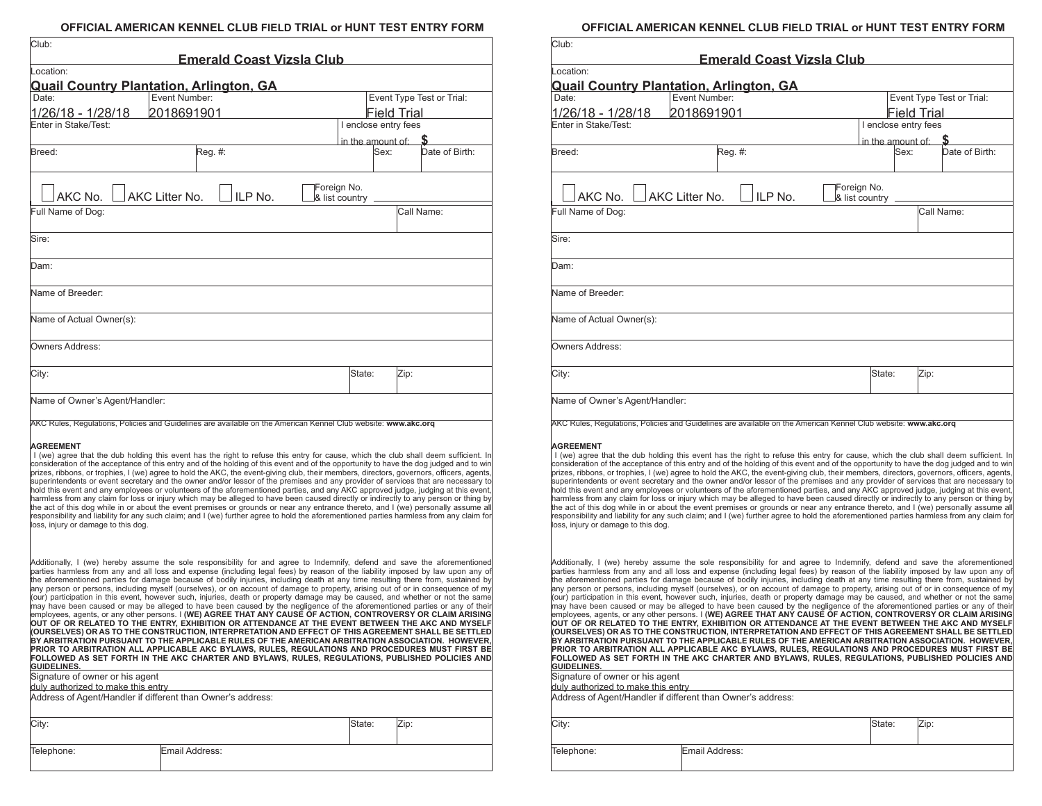## OFFICIAL AMERICAN KENNEL CLUB FIELD TRIAL or HUNT TEST ENTRY FORM

Club:
**Emerald Coast Vizsla Club**

Location:
**Quail Country Plantation, Arlington, GA**

| Date: | Event Number: | Event Type Test or Trial: |
| --- | --- | --- |
| 1/26/18 - 1/28/18 | 2018691901 | Field Trial |

Enter in Stake/Test: | I enclose entry fees in the amount of: **$**

Breed: | Reg. #: | Sex: | Date of Birth:

☐ AKC No. ☐ AKC Litter No. ☐ ILP No. ☐ Foreign No. & list country

Full Name of Dog: | Call Name:

Sire:

Dam:

Name of Breeder:

Name of Actual Owner(s):

Owners Address:

City: | State: | Zip:

Name of Owner's Agent/Handler:

AKC Rules, Regulations, Policies and Guidelines are available on the American Kennel Club website: **www.akc.org**

**AGREEMENT**

I (we) agree that the dub holding this event has the right to refuse this entry for cause, which the club shall deem sufficient. In consideration of the acceptance of this entry and of the holding of this event and of the opportunity to have the dog judged and to win prizes, ribbons, or trophies, I (we) agree to hold the AKC, the event-giving club, their members, directors, governors, officers, agents, superintendents or event secretary and the owner and/or lessor of the premises and any provider of services that are necessary to hold this event and any employees or volunteers of the aforementioned parties, and any AKC approved judge, judging at this event, harmless from any claim for loss or injury which may be alleged to have been caused directly or indirectly to any person or thing by the act of this dog while in or about the event premises or grounds or near any entrance thereto, and I (we) personally assume all responsibility and liability for any such claim; and I (we) further agree to hold the aforementioned parties harmless from any claim for loss, injury or damage to this dog.

Additionally, I (we) hereby assume the sole responsibility for and agree to Indemnify, defend and save the aforementioned parties harmless from any and all loss and expense (including legal fees) by reason of the liability imposed by law upon any of the aforementioned parties for damage because of bodily injuries, including death at any time resulting there from, sustained by any person or persons, including myself (ourselves), or on account of damage to property, arising out of or in consequence of my (our) participation in this event, however such, injuries, death or property damage may be caused, and whether or not the same may have been caused or may be alleged to have been caused by the negligence of the aforementioned parties or any of their employees, agents, or any other persons. I **(WE) AGREE THAT ANY CAUSE OF ACTION, CONTROVERSY OR CLAIM ARISING OUT OF OR RELATED TO THE ENTRY, EXHIBITION OR ATTENDANCE AT THE EVENT BETWEEN THE AKC AND MYSELF (OURSELVES) OR AS TO THE CONSTRUCTION, INTERPRETATION AND EFFECT OF THIS AGREEMENT SHALL BE SETTLED BY ARBITRATION PURSUANT TO THE APPLICABLE RULES OF THE AMERICAN ARBITRATION ASSOCIATION. HOWEVER, PRIOR TO ARBITRATION ALL APPLICABLE AKC BYLAWS, RULES, REGULATIONS AND PROCEDURES MUST FIRST BE FOLLOWED AS SET FORTH IN THE AKC CHARTER AND BYLAWS, RULES, REGULATIONS, PUBLISHED POLICIES AND GUIDELINES.**

Signature of owner or his agent duly authorized to make this entry

Address of Agent/Handler if different than Owner's address:

City: | State: | Zip:

Telephone: | Email Address:

---

## OFFICIAL AMERICAN KENNEL CLUB FIELD TRIAL or HUNT TEST ENTRY FORM

Club:
**Emerald Coast Vizsla Club**

Location:
**Quail Country Plantation, Arlington, GA**

| Date: | Event Number: | Event Type Test or Trial: |
| --- | --- | --- |
| 1/26/18 - 1/28/18 | 2018691901 | Field Trial |

Enter in Stake/Test: | I enclose entry fees in the amount of: **$**

Breed: | Reg. #: | Sex: | Date of Birth:

☐ AKC No. ☐ AKC Litter No. ☐ ILP No. ☐ Foreign No. & list country

Full Name of Dog: | Call Name:

Sire:

Dam:

Name of Breeder:

Name of Actual Owner(s):

Owners Address:

City: | State: | Zip:

Name of Owner's Agent/Handler:

AKC Rules, Regulations, Policies and Guidelines are available on the American Kennel Club website: **www.akc.org**

**AGREEMENT**

I (we) agree that the dub holding this event has the right to refuse this entry for cause, which the club shall deem sufficient. In consideration of the acceptance of this entry and of the holding of this event and of the opportunity to have the dog judged and to win prizes, ribbons, or trophies, I (we) agree to hold the AKC, the event-giving club, their members, directors, governors, officers, agents, superintendents or event secretary and the owner and/or lessor of the premises and any provider of services that are necessary to hold this event and any employees or volunteers of the aforementioned parties, and any AKC approved judge, judging at this event, harmless from any claim for loss or injury which may be alleged to have been caused directly or indirectly to any person or thing by the act of this dog while in or about the event premises or grounds or near any entrance thereto, and I (we) personally assume all responsibility and liability for any such claim; and I (we) further agree to hold the aforementioned parties harmless from any claim for loss, injury or damage to this dog.

Additionally, I (we) hereby assume the sole responsibility for and agree to Indemnify, defend and save the aforementioned parties harmless from any and all loss and expense (including legal fees) by reason of the liability imposed by law upon any of the aforementioned parties for damage because of bodily injuries, including death at any time resulting there from, sustained by any person or persons, including myself (ourselves), or on account of damage to property, arising out of or in consequence of my (our) participation in this event, however such, injuries, death or property damage may be caused, and whether or not the same may have been caused or may be alleged to have been caused by the negligence of the aforementioned parties or any of their employees, agents, or any other persons. I **(WE) AGREE THAT ANY CAUSE OF ACTION, CONTROVERSY OR CLAIM ARISING OUT OF OR RELATED TO THE ENTRY, EXHIBITION OR ATTENDANCE AT THE EVENT BETWEEN THE AKC AND MYSELF (OURSELVES) OR AS TO THE CONSTRUCTION, INTERPRETATION AND EFFECT OF THIS AGREEMENT SHALL BE SETTLED BY ARBITRATION PURSUANT TO THE APPLICABLE RULES OF THE AMERICAN ARBITRATION ASSOCIATION. HOWEVER, PRIOR TO ARBITRATION ALL APPLICABLE AKC BYLAWS, RULES, REGULATIONS AND PROCEDURES MUST FIRST BE FOLLOWED AS SET FORTH IN THE AKC CHARTER AND BYLAWS, RULES, REGULATIONS, PUBLISHED POLICIES AND GUIDELINES.**

Signature of owner or his agent duly authorized to make this entry

Address of Agent/Handler if different than Owner's address:

City: | State: | Zip:

Telephone: | Email Address: